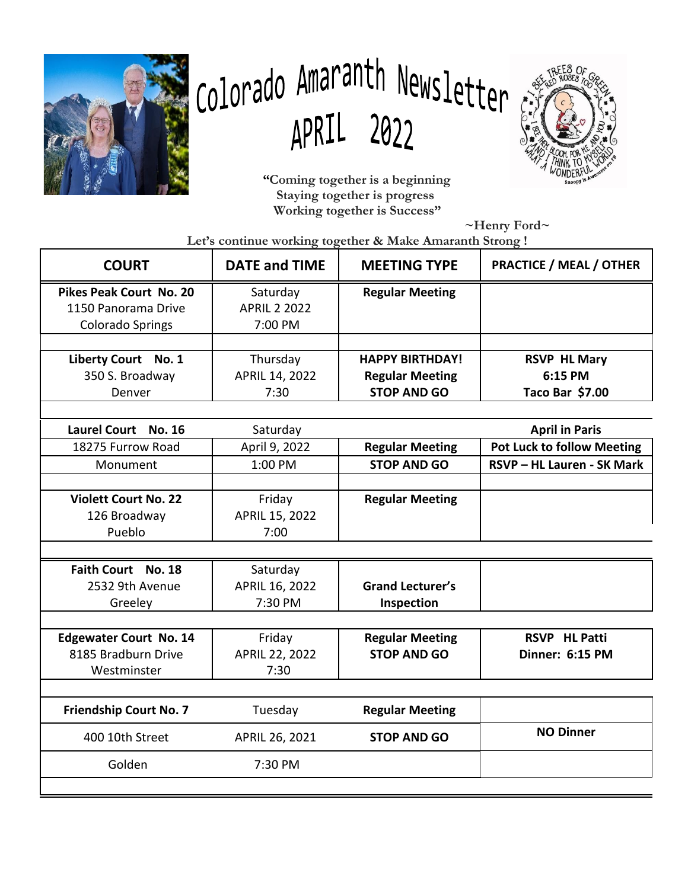# Colorado Amaranth Newsletter
# APRIL 2022

**"Coming together is a beginning**
**Staying together is progress**
**Working together is Success"**

**~Henry Ford~**

**Let's continue working together & Make Amaranth Strong !**

| COURT | DATE and TIME | MEETING TYPE | PRACTICE / MEAL / OTHER |
|---|---|---|---|
| **Pikes Peak Court No. 20**<br>1150 Panorama Drive<br>Colorado Springs | Saturday<br>APRIL 2 2022<br>7:00 PM | **Regular Meeting** | |
| **Liberty Court No. 1**<br>350 S. Broadway<br>Denver | Thursday<br>APRIL 14, 2022<br>7:30 | **HAPPY BIRTHDAY!**<br>**Regular Meeting**<br>**STOP AND GO** | **RSVP HL Mary**<br>**6:15 PM**<br>**Taco Bar $7.00** |
| **Laurel Court No. 16**<br>18275 Furrow Road<br>Monument | Saturday<br>April 9, 2022<br>1:00 PM | **Regular Meeting**<br>**STOP AND GO** | **April in Paris**<br>**Pot Luck to follow Meeting**<br>**RSVP – HL Lauren - SK Mark** |
| **Violett Court No. 22**<br>126 Broadway<br>Pueblo | Friday<br>APRIL 15, 2022<br>7:00 | **Regular Meeting** | |
| **Faith Court No. 18**<br>2532 9th Avenue<br>Greeley | Saturday<br>APRIL 16, 2022<br>7:30 PM | **Grand Lecturer's Inspection** | |
| **Edgewater Court No. 14**<br>8185 Bradburn Drive<br>Westminster | Friday<br>APRIL 22, 2022<br>7:30 | **Regular Meeting**<br>**STOP AND GO** | **RSVP HL Patti**<br>**Dinner: 6:15 PM** |
| **Friendship Court No. 7**<br>400 10th Street<br>Golden | Tuesday<br>APRIL 26, 2021<br>7:30 PM | **Regular Meeting**<br>**STOP AND GO** | **NO Dinner** |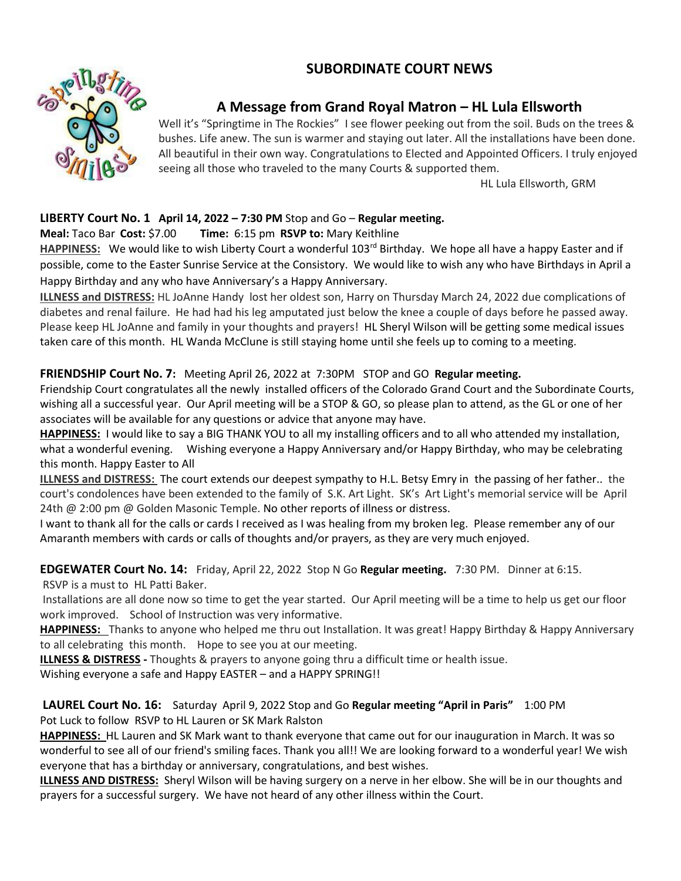# SUBORDINATE COURT NEWS

## A Message from Grand Royal Matron – HL Lula Ellsworth

Well it's "Springtime in The Rockies" I see flower peeking out from the soil. Buds on the trees & bushes. Life anew. The sun is warmer and staying out later. All the installations have been done. All beautiful in their own way. Congratulations to Elected and Appointed Officers. I truly enjoyed seeing all those who traveled to the many Courts & supported them.

HL Lula Ellsworth, GRM

**LIBERTY Court No. 1 April 14, 2022 – 7:30 PM** Stop and Go – **Regular meeting.**

**Meal:** Taco Bar **Cost:** $7.00 **Time:** 6:15 pm **RSVP to:** Mary Keithline

**HAPPINESS:** We would like to wish Liberty Court a wonderful 103rd Birthday. We hope all have a happy Easter and if possible, come to the Easter Sunrise Service at the Consistory. We would like to wish any who have Birthdays in April a Happy Birthday and any who have Anniversary's a Happy Anniversary.

**ILLNESS and DISTRESS:** HL JoAnne Handy lost her oldest son, Harry on Thursday March 24, 2022 due complications of diabetes and renal failure. He had had his leg amputated just below the knee a couple of days before he passed away. Please keep HL JoAnne and family in your thoughts and prayers! HL Sheryl Wilson will be getting some medical issues taken care of this month. HL Wanda McClune is still staying home until she feels up to coming to a meeting.

**FRIENDSHIP Court No. 7:** Meeting April 26, 2022 at 7:30PM STOP and GO **Regular meeting.**

Friendship Court congratulates all the newly installed officers of the Colorado Grand Court and the Subordinate Courts, wishing all a successful year. Our April meeting will be a STOP & GO, so please plan to attend, as the GL or one of her associates will be available for any questions or advice that anyone may have.

**HAPPINESS:** I would like to say a BIG THANK YOU to all my installing officers and to all who attended my installation, what a wonderful evening. Wishing everyone a Happy Anniversary and/or Happy Birthday, who may be celebrating this month. Happy Easter to All

**ILLNESS and DISTRESS:** The court extends our deepest sympathy to H.L. Betsy Emry in the passing of her father.. the court's condolences have been extended to the family of S.K. Art Light. SK's Art Light's memorial service will be April 24th @ 2:00 pm @ Golden Masonic Temple. No other reports of illness or distress.

I want to thank all for the calls or cards I received as I was healing from my broken leg. Please remember any of our Amaranth members with cards or calls of thoughts and/or prayers, as they are very much enjoyed.

**EDGEWATER Court No. 14:** Friday, April 22, 2022 Stop N Go **Regular meeting.** 7:30 PM. Dinner at 6:15.
RSVP is a must to HL Patti Baker.

Installations are all done now so time to get the year started. Our April meeting will be a time to help us get our floor work improved. School of Instruction was very informative.

**HAPPINESS:** Thanks to anyone who helped me thru out Installation. It was great! Happy Birthday & Happy Anniversary to all celebrating this month. Hope to see you at our meeting.

**ILLNESS & DISTRESS -** Thoughts & prayers to anyone going thru a difficult time or health issue.

Wishing everyone a safe and Happy EASTER – and a HAPPY SPRING!!

**LAUREL Court No. 16:** Saturday April 9, 2022 Stop and Go **Regular meeting "April in Paris"** 1:00 PM
Pot Luck to follow RSVP to HL Lauren or SK Mark Ralston

**HAPPINESS:** HL Lauren and SK Mark want to thank everyone that came out for our inauguration in March. It was so wonderful to see all of our friend's smiling faces. Thank you all!! We are looking forward to a wonderful year! We wish everyone that has a birthday or anniversary, congratulations, and best wishes.

**ILLNESS AND DISTRESS:** Sheryl Wilson will be having surgery on a nerve in her elbow. She will be in our thoughts and prayers for a successful surgery. We have not heard of any other illness within the Court.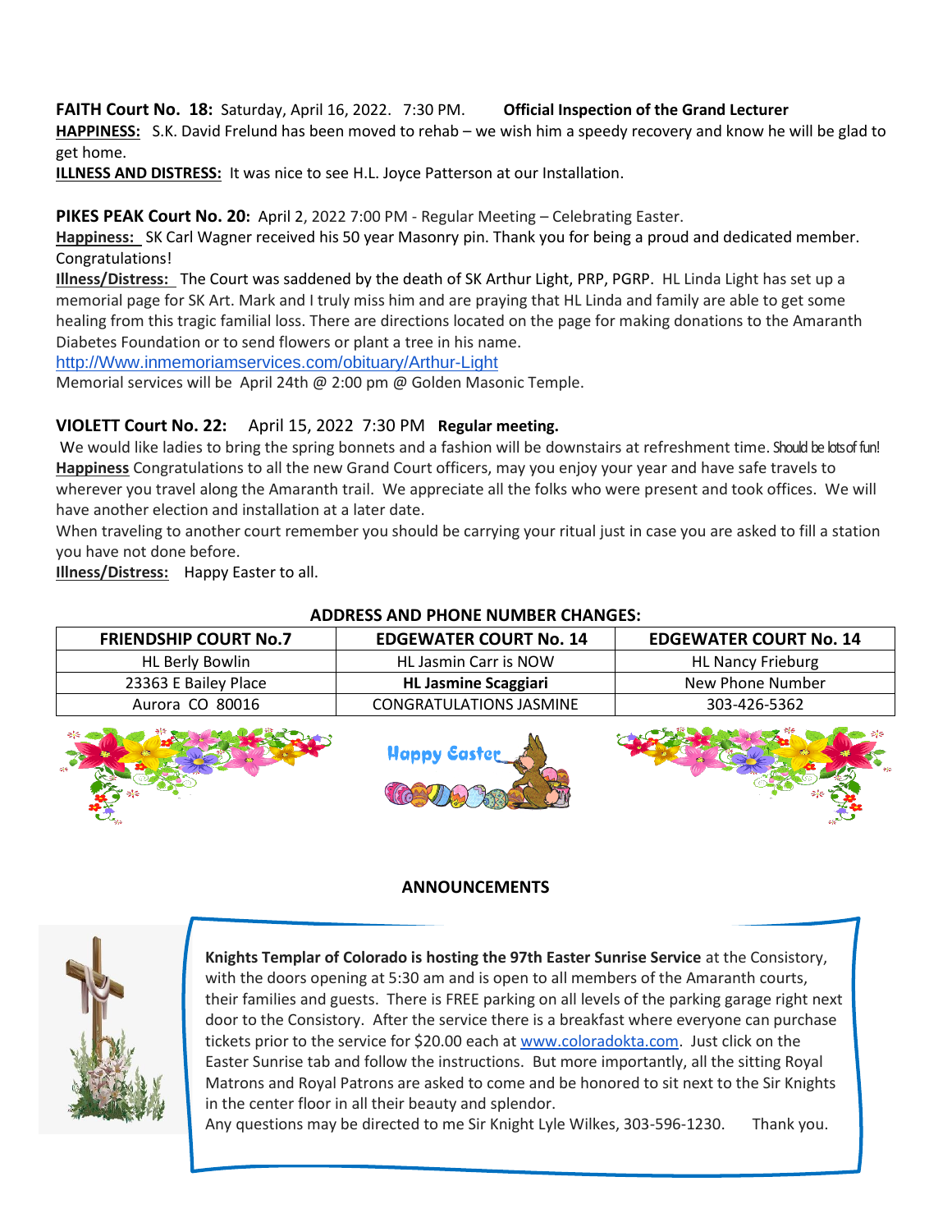**FAITH Court No. 18:** Saturday, April 16, 2022. 7:30 PM. **Official Inspection of the Grand Lecturer**

**HAPPINESS:** S.K. David Frelund has been moved to rehab – we wish him a speedy recovery and know he will be glad to get home.

**ILLNESS AND DISTRESS:** It was nice to see H.L. Joyce Patterson at our Installation.

**PIKES PEAK Court No. 20:** April 2, 2022 7:00 PM - Regular Meeting – Celebrating Easter.

**Happiness:** SK Carl Wagner received his 50 year Masonry pin. Thank you for being a proud and dedicated member. Congratulations!

**Illness/Distress:** The Court was saddened by the death of SK Arthur Light, PRP, PGRP. HL Linda Light has set up a memorial page for SK Art. Mark and I truly miss him and are praying that HL Linda and family are able to get some healing from this tragic familial loss. There are directions located on the page for making donations to the Amaranth Diabetes Foundation or to send flowers or plant a tree in his name.

http://Www.inmemoriamservices.com/obituary/Arthur-Light

Memorial services will be April 24th @ 2:00 pm @ Golden Masonic Temple.

**VIOLETT Court No. 22:** April 15, 2022 7:30 PM **Regular meeting.**

We would like ladies to bring the spring bonnets and a fashion will be downstairs at refreshment time. Should be lots of fun!

**Happiness** Congratulations to all the new Grand Court officers, may you enjoy your year and have safe travels to wherever you travel along the Amaranth trail. We appreciate all the folks who were present and took offices. We will have another election and installation at a later date.

When traveling to another court remember you should be carrying your ritual just in case you are asked to fill a station you have not done before.

**Illness/Distress:** Happy Easter to all.

**ADDRESS AND PHONE NUMBER CHANGES:**

| FRIENDSHIP COURT No.7 | EDGEWATER COURT No. 14 | EDGEWATER COURT No. 14 |
|---|---|---|
| HL Berly Bowlin | HL Jasmin Carr is NOW | HL Nancy Frieburg |
| 23363 E Bailey Place | **HL Jasmine Scaggiari** | New Phone Number |
| Aurora CO 80016 | CONGRATULATIONS JASMINE | 303-426-5362 |

Happy Easter

## ANNOUNCEMENTS

**Knights Templar of Colorado is hosting the 97th Easter Sunrise Service** at the Consistory, with the doors opening at 5:30 am and is open to all members of the Amaranth courts, their families and guests. There is FREE parking on all levels of the parking garage right next door to the Consistory. After the service there is a breakfast where everyone can purchase tickets prior to the service for $20.00 each at www.coloradokta.com. Just click on the Easter Sunrise tab and follow the instructions. But more importantly, all the sitting Royal Matrons and Royal Patrons are asked to come and be honored to sit next to the Sir Knights in the center floor in all their beauty and splendor.

Any questions may be directed to me Sir Knight Lyle Wilkes, 303-596-1230. Thank you.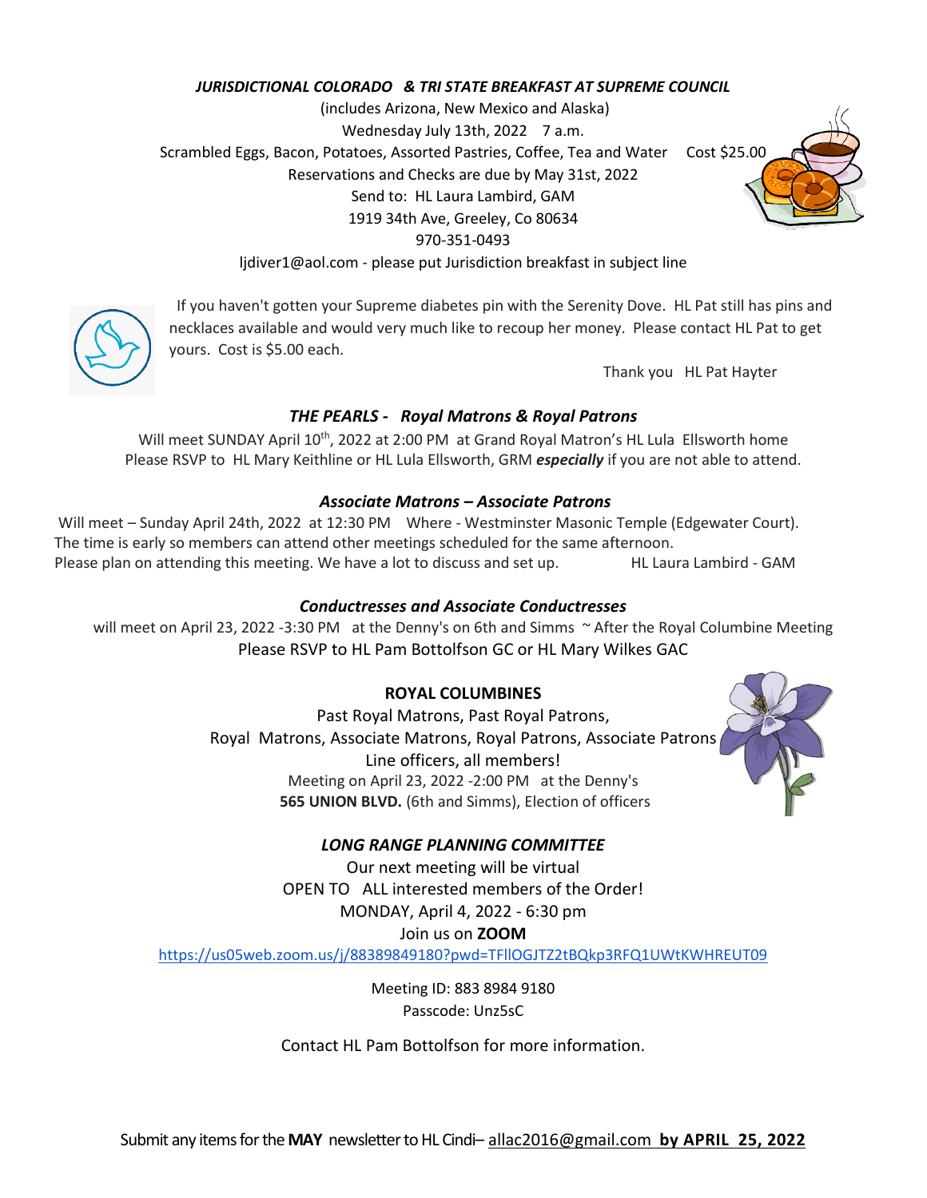### *JURISDICTIONAL COLORADO & TRI STATE BREAKFAST AT SUPREME COUNCIL*

(includes Arizona, New Mexico and Alaska)

Wednesday July 13th, 2022 7 a.m.

Scrambled Eggs, Bacon, Potatoes, Assorted Pastries, Coffee, Tea and Water Cost $25.00

Reservations and Checks are due by May 31st, 2022

Send to: HL Laura Lambird, GAM

1919 34th Ave, Greeley, Co 80634

970-351-0493

ljdiver1@aol.com - please put Jurisdiction breakfast in subject line

If you haven't gotten your Supreme diabetes pin with the Serenity Dove. HL Pat still has pins and necklaces available and would very much like to recoup her money. Please contact HL Pat to get yours. Cost is $5.00 each.

Thank you HL Pat Hayter

### *THE PEARLS - Royal Matrons & Royal Patrons*

Will meet SUNDAY April 10th, 2022 at 2:00 PM at Grand Royal Matron's HL Lula Ellsworth home
Please RSVP to HL Mary Keithline or HL Lula Ellsworth, GRM ***especially*** if you are not able to attend.

### *Associate Matrons – Associate Patrons*

Will meet – Sunday April 24th, 2022 at 12:30 PM Where - Westminster Masonic Temple (Edgewater Court).
The time is early so members can attend other meetings scheduled for the same afternoon.
Please plan on attending this meeting. We have a lot to discuss and set up. HL Laura Lambird - GAM

### *Conductresses and Associate Conductresses*

will meet on April 23, 2022 -3:30 PM at the Denny's on 6th and Simms ~ After the Royal Columbine Meeting
Please RSVP to HL Pam Bottolfson GC or HL Mary Wilkes GAC

### **ROYAL COLUMBINES**

Past Royal Matrons, Past Royal Patrons,
Royal Matrons, Associate Matrons, Royal Patrons, Associate Patrons
Line officers, all members!

Meeting on April 23, 2022 -2:00 PM at the Denny's
**565 UNION BLVD.** (6th and Simms), Election of officers

### *LONG RANGE PLANNING COMMITTEE*

Our next meeting will be virtual
OPEN TO ALL interested members of the Order!
MONDAY, April 4, 2022 - 6:30 pm
Join us on **ZOOM**

https://us05web.zoom.us/j/88389849180?pwd=TFlIOGJTZ2tBQkp3RFQ1UWtKWHREUT09

Meeting ID: 883 8984 9180
Passcode: Unz5sC

Contact HL Pam Bottolfson for more information.

Submit any items for the **MAY** newsletter to HL Cindi– allac2016@gmail.com **by APRIL 25, 2022**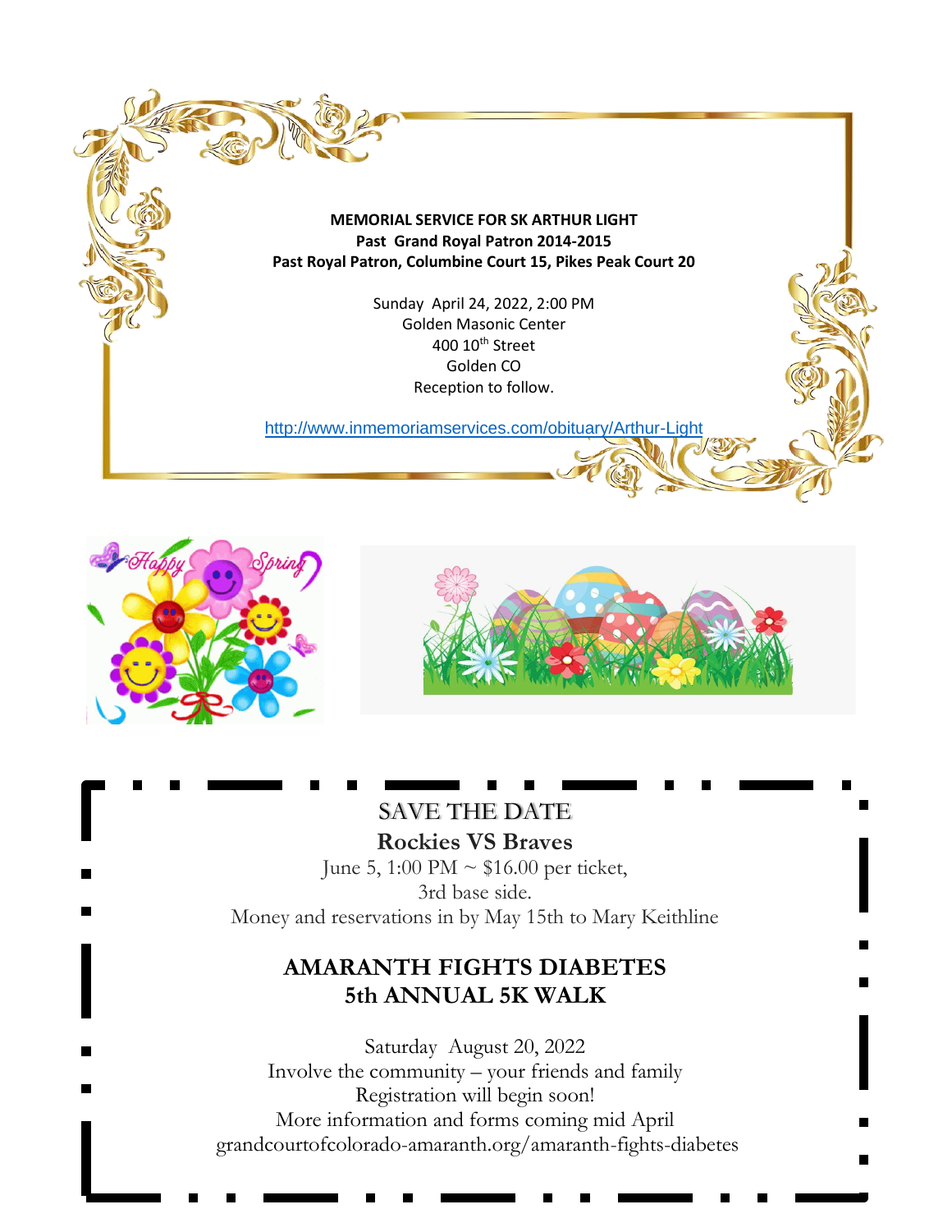**MEMORIAL SERVICE FOR SK ARTHUR LIGHT**
**Past Grand Royal Patron 2014-2015**
**Past Royal Patron, Columbine Court 15, Pikes Peak Court 20**

Sunday April 24, 2022, 2:00 PM
Golden Masonic Center
400 10th Street
Golden CO
Reception to follow.

http://www.inmemoriamservices.com/obituary/Arthur-Light

SAVE THE DATE

**Rockies VS Braves**

June 5, 1:00 PM ~ $16.00 per ticket,
3rd base side.
Money and reservations in by May 15th to Mary Keithline

**AMARANTH FIGHTS DIABETES**
**5th ANNUAL 5K WALK**

Saturday August 20, 2022
Involve the community – your friends and family
Registration will begin soon!
More information and forms coming mid April
grandcourtofcolorado-amaranth.org/amaranth-fights-diabetes